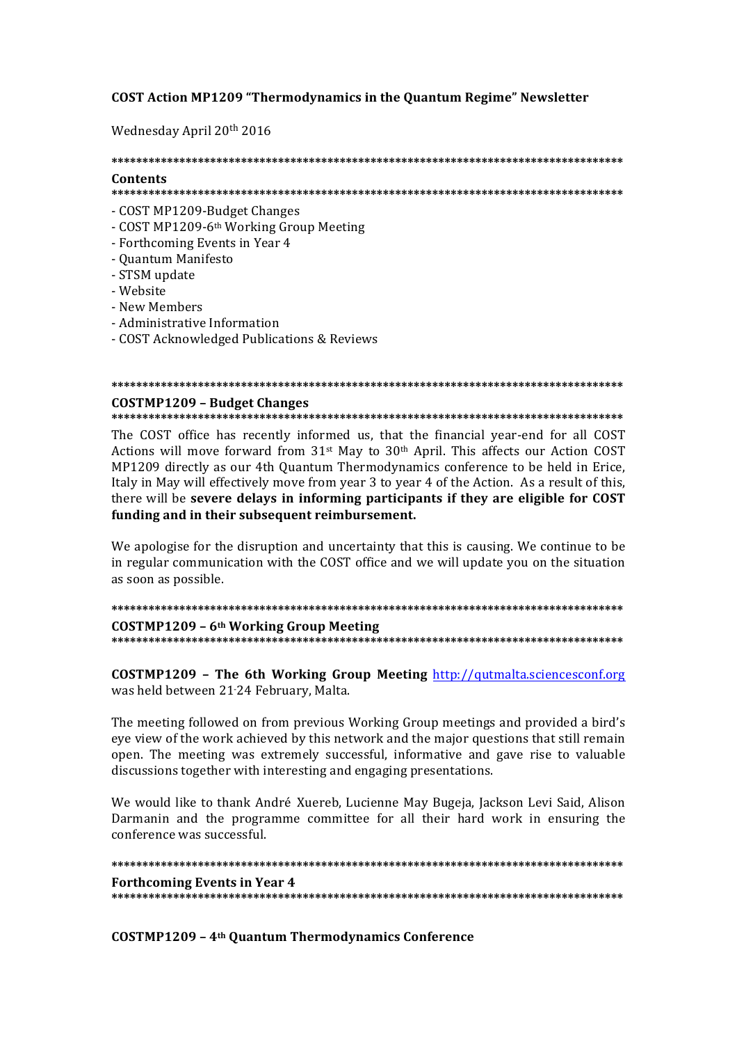# COST Action MP1209 "Thermodynamics in the Quantum Regime" Newsletter

Wednesday April 20th 2016

**************************************************************************************

## Contents

**************************************************************************************

- COST MP1209-Budget Changes
- COST MP1209-6th Working Group Meeting
- Forthcoming Events in Year 4
- Quantum Manifesto
- STSM update
- Website
- New Members
- Administrative Information
- COST Acknowledged Publications & Reviews

**************************************************************************************

## COSTMP1209 – Budget Changes

**************************************************************************************

The COST office has recently informed us, that the financial year-end for all COST Actions will move forward from 31st May to 30th April. This affects our Action COST MP1209 directly as our 4th Quantum Thermodynamics conference to be held in Erice, Italy in May will effectively move from year 3 to year 4 of the Action. As a result of this, there will be **severe delays in informing participants if they are eligible for COST funding and in their subsequent reimbursement.**

We apologise for the disruption and uncertainty that this is causing. We continue to be in regular communication with the COST office and we will update you on the situation as soon as possible.

**************************************************************************************

## COSTMP1209 – 6th Working Group Meeting

**************************************************************************************

**COSTMP1209 – The 6th Working Group Meeting** http://qutmalta.sciencesconf.org was held between 21-24 February, Malta.

The meeting followed on from previous Working Group meetings and provided a bird's eye view of the work achieved by this network and the major questions that still remain open. The meeting was extremely successful, informative and gave rise to valuable discussions together with interesting and engaging presentations.

We would like to thank André Xuereb, Lucienne May Bugeja, Jackson Levi Said, Alison Darmanin and the programme committee for all their hard work in ensuring the conference was successful.

**************************************************************************************

## Forthcoming Events in Year 4

**************************************************************************************

### COSTMP1209 – 4th Quantum Thermodynamics Conference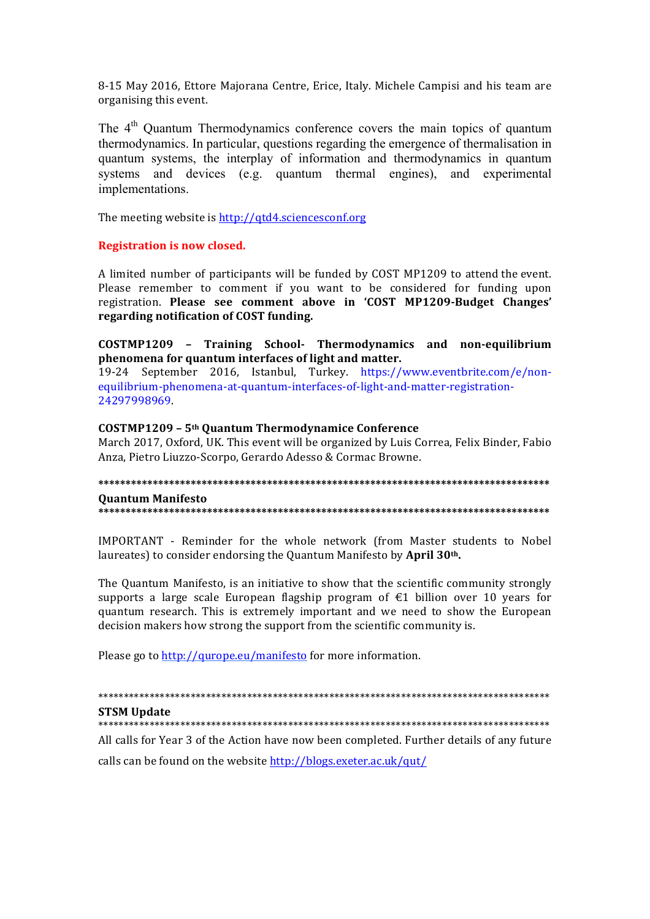8-15 May 2016, Ettore Majorana Centre, Erice, Italy. Michele Campisi and his team are organising this event.

The 4th Quantum Thermodynamics conference covers the main topics of quantum thermodynamics. In particular, questions regarding the emergence of thermalisation in quantum systems, the interplay of information and thermodynamics in quantum systems and devices (e.g. quantum thermal engines), and experimental implementations.

The meeting website is http://qtd4.sciencesconf.org

**Registration is now closed.**

A limited number of participants will be funded by COST MP1209 to attend the event. Please remember to comment if you want to be considered for funding upon registration. **Please see comment above in 'COST MP1209-Budget Changes' regarding notification of COST funding.**

**COSTMP1209 – Training School- Thermodynamics and non-equilibrium phenomena for quantum interfaces of light and matter.**
19-24 September 2016, Istanbul, Turkey. https://www.eventbrite.com/e/non-equilibrium-phenomena-at-quantum-interfaces-of-light-and-matter-registration-24297998969.

**COSTMP1209 – 5th Quantum Thermodynamice Conference**
March 2017, Oxford, UK. This event will be organized by Luis Correa, Felix Binder, Fabio Anza, Pietro Liuzzo-Scorpo, Gerardo Adesso & Cormac Browne.

**************************************************************************************

**Quantum Manifesto**

**************************************************************************************

IMPORTANT - Reminder for the whole network (from Master students to Nobel laureates) to consider endorsing the Quantum Manifesto by **April 30th.**

The Quantum Manifesto, is an initiative to show that the scientific community strongly supports a large scale European flagship program of €1 billion over 10 years for quantum research. This is extremely important and we need to show the European decision makers how strong the support from the scientific community is.

Please go to http://qurope.eu/manifesto for more information.

******************************************************************************************

**STSM Update**

******************************************************************************************

All calls for Year 3 of the Action have now been completed. Further details of any future calls can be found on the website http://blogs.exeter.ac.uk/qut/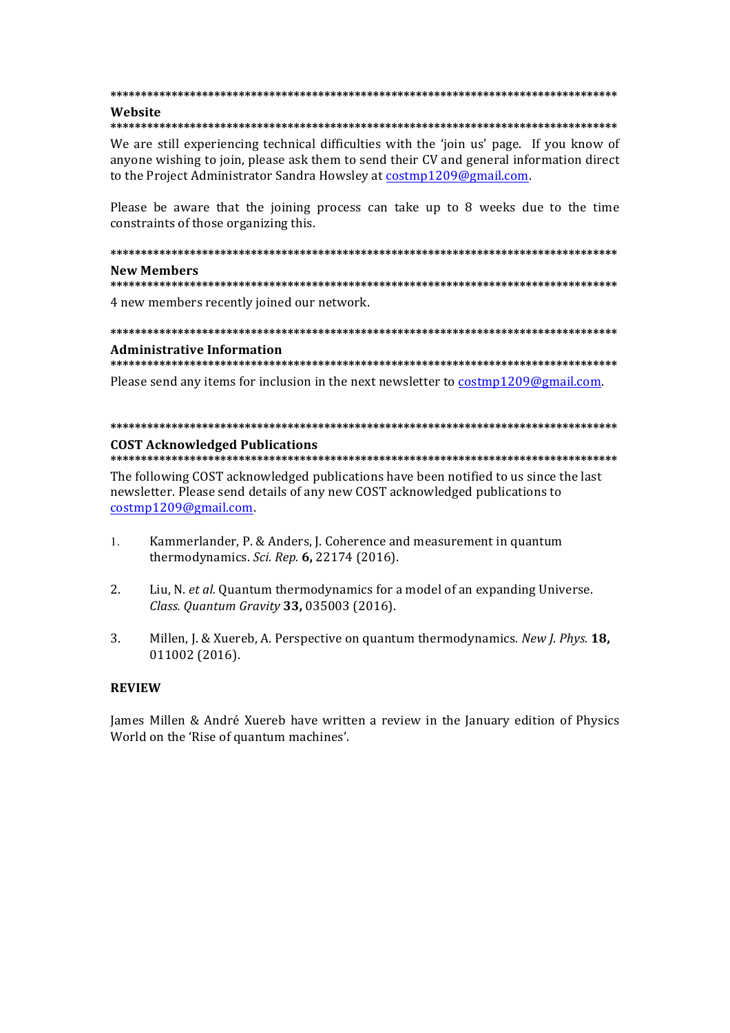**************************************************************************************

## Website

**************************************************************************************

We are still experiencing technical difficulties with the 'join us' page. If you know of anyone wishing to join, please ask them to send their CV and general information direct to the Project Administrator Sandra Howsley at costmp1209@gmail.com.

Please be aware that the joining process can take up to 8 weeks due to the time constraints of those organizing this.

**************************************************************************************

## New Members

**************************************************************************************

4 new members recently joined our network.

**************************************************************************************

## Administrative Information

**************************************************************************************

Please send any items for inclusion in the next newsletter to costmp1209@gmail.com.

**************************************************************************************

## COST Acknowledged Publications

**************************************************************************************

The following COST acknowledged publications have been notified to us since the last newsletter. Please send details of any new COST acknowledged publications to costmp1209@gmail.com.

1. Kammerlander, P. & Anders, J. Coherence and measurement in quantum thermodynamics. *Sci. Rep.* **6,** 22174 (2016).

2. Liu, N. *et al.* Quantum thermodynamics for a model of an expanding Universe. *Class. Quantum Gravity* **33,** 035003 (2016).

3. Millen, J. & Xuereb, A. Perspective on quantum thermodynamics. *New J. Phys.* **18,** 011002 (2016).

**REVIEW**

James Millen & André Xuereb have written a review in the January edition of Physics World on the 'Rise of quantum machines'.